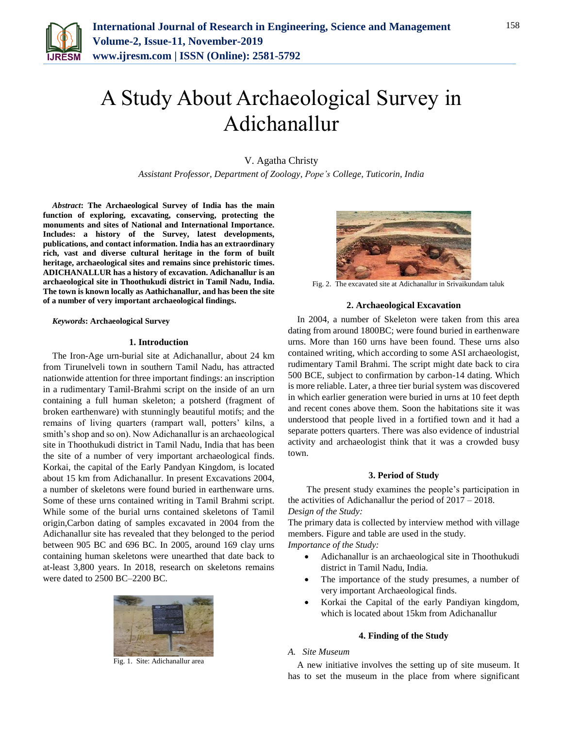# A Study About Archaeological Survey in Adichanallur

V. Agatha Christy

*Assistant Professor, Department of Zoology, Pope's College, Tuticorin, India*

***Abstract*: The Archaeological Survey of India has the main function of exploring, excavating, conserving, protecting the monuments and sites of National and International Importance. Includes: a history of the Survey, latest developments, publications, and contact information. India has an extraordinary rich, vast and diverse cultural heritage in the form of built heritage, archaeological sites and remains since prehistoric times. ADICHANALLUR has a history of excavation. Adichanallur is an archaeological site in Thoothukudi district in Tamil Nadu, India. The town is known locally as Aathichanallur, and has been the site of a number of very important archaeological findings.**

***Keywords*: Archaeological Survey**

## 1. Introduction

The Iron-Age urn-burial site at Adichanallur, about 24 km from Tirunelveli town in southern Tamil Nadu, has attracted nationwide attention for three important findings: an inscription in a rudimentary Tamil-Brahmi script on the inside of an urn containing a full human skeleton; a potsherd (fragment of broken earthenware) with stunningly beautiful motifs; and the remains of living quarters (rampart wall, potters' kilns, a smith's shop and so on). Now Adichanallur is an archaeological site in Thoothukudi district in Tamil Nadu, India that has been the site of a number of very important archaeological finds. Korkai, the capital of the Early Pandyan Kingdom, is located about 15 km from Adichanallur. In present Excavations 2004, a number of skeletons were found buried in earthenware urns. Some of these urns contained writing in Tamil Brahmi script. While some of the burial urns contained skeletons of Tamil origin,Carbon dating of samples excavated in 2004 from the Adichanallur site has revealed that they belonged to the period between 905 BC and 696 BC. In 2005, around 169 clay urns containing human skeletons were unearthed that date back to at-least 3,800 years. In 2018, research on skeletons remains were dated to 2500 BC–2200 BC.

Fig. 1. Site: Adichanallur area

Fig. 2. The excavated site at Adichanallur in Srivaikundam taluk

## 2. Archaeological Excavation

In 2004, a number of Skeleton were taken from this area dating from around 1800BC; were found buried in earthenware urns. More than 160 urns have been found. These urns also contained writing, which according to some ASI archaeologist, rudimentary Tamil Brahmi. The script might date back to cira 500 BCE, subject to confirmation by carbon-14 dating. Which is more reliable. Later, a three tier burial system was discovered in which earlier generation were buried in urns at 10 feet depth and recent cones above them. Soon the habitations site it was understood that people lived in a fortified town and it had a separate potters quarters. There was also evidence of industrial activity and archaeologist think that it was a crowded busy town.

## 3. Period of Study

The present study examines the people's participation in the activities of Adichanallur the period of 2017 – 2018.

*Design of the Study:*

The primary data is collected by interview method with village members. Figure and table are used in the study.

*Importance of the Study:*

- Adichanallur is an archaeological site in Thoothukudi district in Tamil Nadu, India.
- The importance of the study presumes, a number of very important Archaeological finds.
- Korkai the Capital of the early Pandiyan kingdom, which is located about 15km from Adichanallur

## 4. Finding of the Study

### *A. Site Museum*

A new initiative involves the setting up of site museum. It has to set the museum in the place from where significant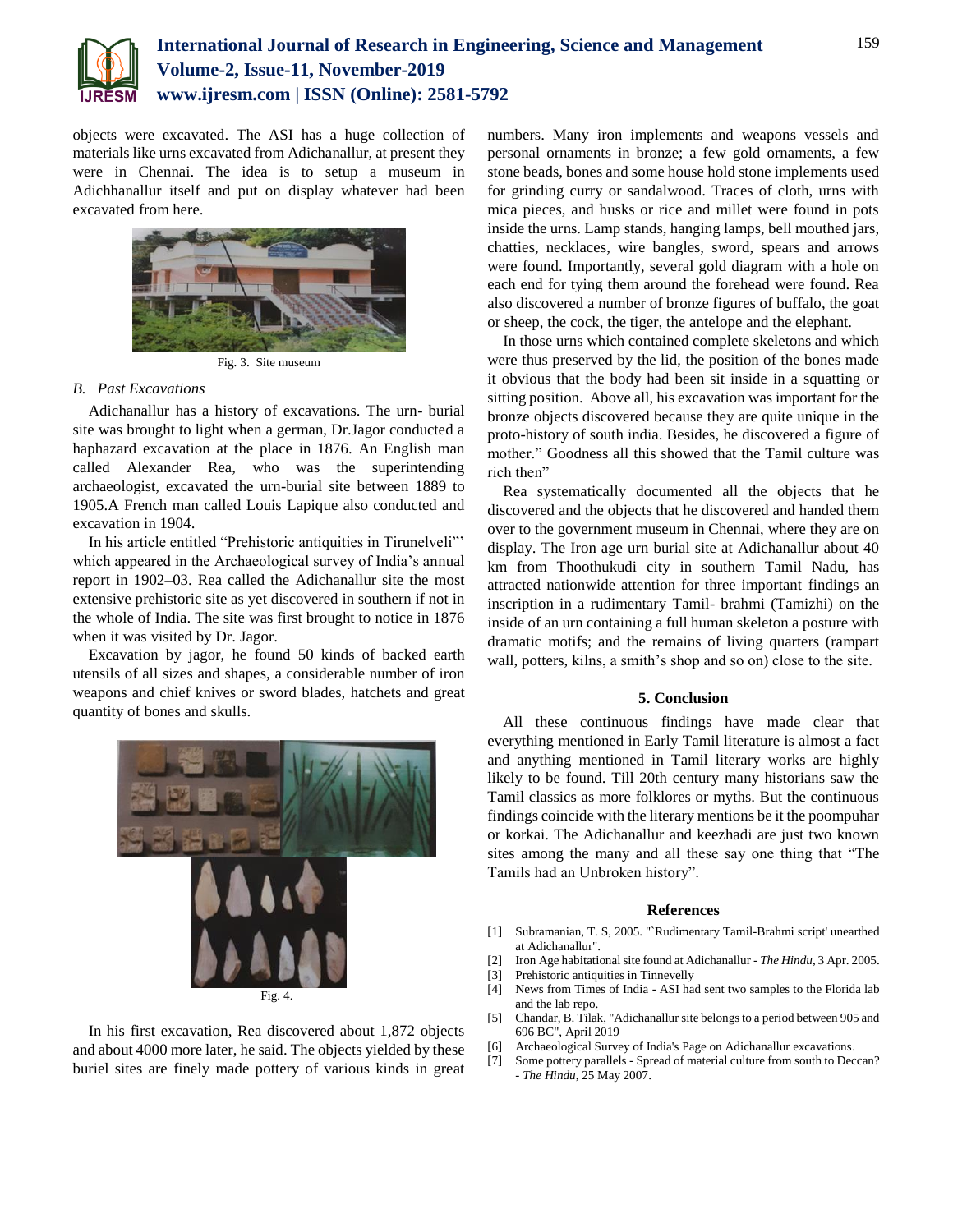objects were excavated. The ASI has a huge collection of materials like urns excavated from Adichanallur, at present they were in Chennai. The idea is to setup a museum in Adichhanallur itself and put on display whatever had been excavated from here.

Fig. 3. Site museum

### B. Past Excavations

Adichanallur has a history of excavations. The urn- burial site was brought to light when a german, Dr.Jagor conducted a haphazard excavation at the place in 1876. An English man called Alexander Rea, who was the superintending archaeologist, excavated the urn-burial site between 1889 to 1905.A French man called Louis Lapique also conducted and excavation in 1904.

In his article entitled "Prehistoric antiquities in Tirunelveli"' which appeared in the Archaeological survey of India's annual report in 1902–03. Rea called the Adichanallur site the most extensive prehistoric site as yet discovered in southern if not in the whole of India. The site was first brought to notice in 1876 when it was visited by Dr. Jagor.

Excavation by jagor, he found 50 kinds of backed earth utensils of all sizes and shapes, a considerable number of iron weapons and chief knives or sword blades, hatchets and great quantity of bones and skulls.

Fig. 4.

In his first excavation, Rea discovered about 1,872 objects and about 4000 more later, he said. The objects yielded by these buriel sites are finely made pottery of various kinds in great numbers. Many iron implements and weapons vessels and personal ornaments in bronze; a few gold ornaments, a few stone beads, bones and some house hold stone implements used for grinding curry or sandalwood. Traces of cloth, urns with mica pieces, and husks or rice and millet were found in pots inside the urns. Lamp stands, hanging lamps, bell mouthed jars, chatties, necklaces, wire bangles, sword, spears and arrows were found. Importantly, several gold diagram with a hole on each end for tying them around the forehead were found. Rea also discovered a number of bronze figures of buffalo, the goat or sheep, the cock, the tiger, the antelope and the elephant.

In those urns which contained complete skeletons and which were thus preserved by the lid, the position of the bones made it obvious that the body had been sit inside in a squatting or sitting position. Above all, his excavation was important for the bronze objects discovered because they are quite unique in the proto-history of south india. Besides, he discovered a figure of mother." Goodness all this showed that the Tamil culture was rich then"

Rea systematically documented all the objects that he discovered and the objects that he discovered and handed them over to the government museum in Chennai, where they are on display. The Iron age urn burial site at Adichanallur about 40 km from Thoothukudi city in southern Tamil Nadu, has attracted nationwide attention for three important findings an inscription in a rudimentary Tamil- brahmi (Tamizhi) on the inside of an urn containing a full human skeleton a posture with dramatic motifs; and the remains of living quarters (rampart wall, potters, kilns, a smith's shop and so on) close to the site.

## 5. Conclusion

All these continuous findings have made clear that everything mentioned in Early Tamil literature is almost a fact and anything mentioned in Tamil literary works are highly likely to be found. Till 20th century many historians saw the Tamil classics as more folklores or myths. But the continuous findings coincide with the literary mentions be it the poompuhar or korkai. The Adichanallur and keezhadi are just two known sites among the many and all these say one thing that "The Tamils had an Unbroken history".

## References

[1] Subramanian, T. S, 2005. "`Rudimentary Tamil-Brahmi script' unearthed at Adichanallur".
[2] Iron Age habitational site found at Adichanallur - *The Hindu*, 3 Apr. 2005.
[3] Prehistoric antiquities in Tinnevelly
[4] News from Times of India - ASI had sent two samples to the Florida lab and the lab repo.
[5] Chandar, B. Tilak, "Adichanallur site belongs to a period between 905 and 696 BC", April 2019
[6] Archaeological Survey of India's Page on Adichanallur excavations.
[7] Some pottery parallels - Spread of material culture from south to Deccan? - *The Hindu*, 25 May 2007.